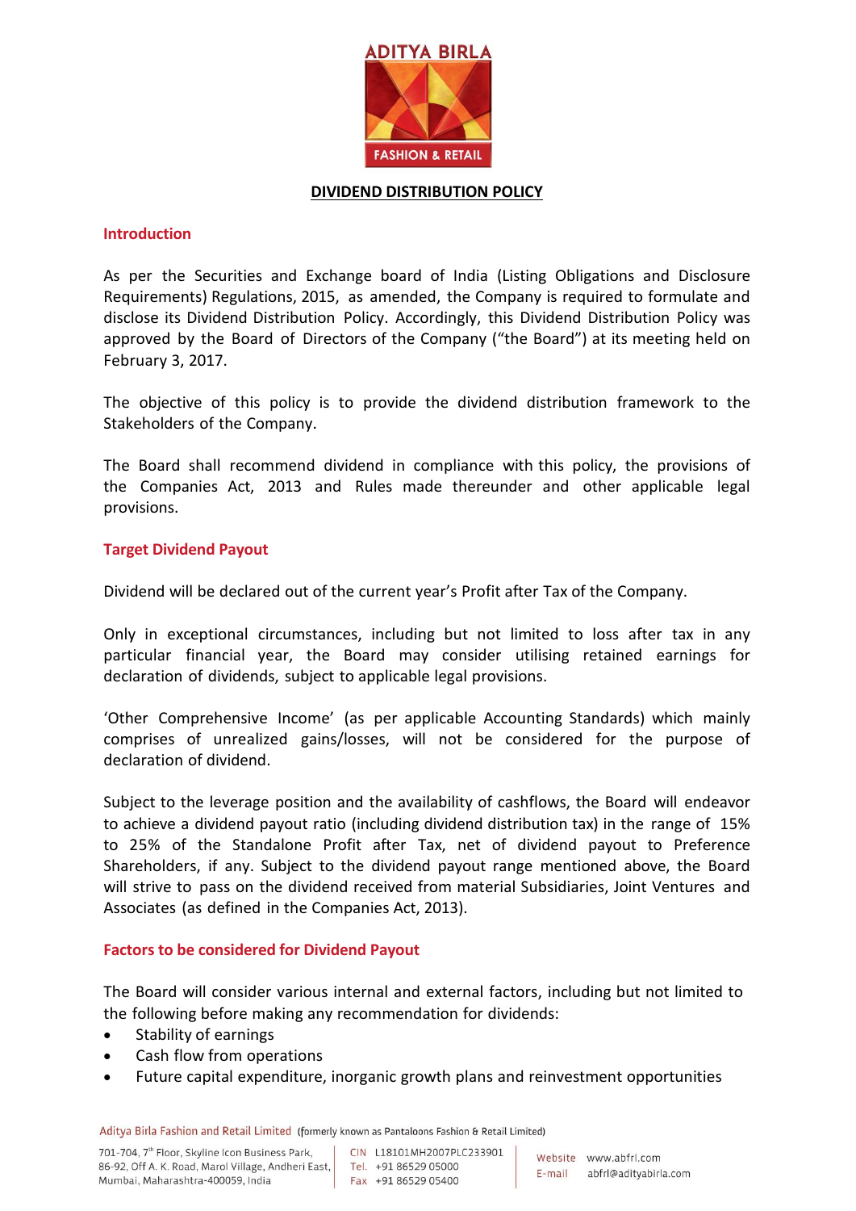# DIVIDEND DISTRIBUTION POLICY

## Introduction

As per the Securities and Exchange board of India (Listing Obligations and Disclosure Requirements) Regulations, 2015, as amended, the Company is required to formulate and disclose its Dividend Distribution Policy. Accordingly, this Dividend Distribution Policy was approved by the Board of Directors of the Company ("the Board") at its meeting held on February 3, 2017.

The objective of this policy is to provide the dividend distribution framework to the Stakeholders of the Company.

The Board shall recommend dividend in compliance with this policy, the provisions of the Companies Act, 2013 and Rules made thereunder and other applicable legal provisions.

## Target Dividend Payout

Dividend will be declared out of the current year's Profit after Tax of the Company.

Only in exceptional circumstances, including but not limited to loss after tax in any particular financial year, the Board may consider utilising retained earnings for declaration of dividends, subject to applicable legal provisions.

'Other Comprehensive Income' (as per applicable Accounting Standards) which mainly comprises of unrealized gains/losses, will not be considered for the purpose of declaration of dividend.

Subject to the leverage position and the availability of cashflows, the Board will endeavor to achieve a dividend payout ratio (including dividend distribution tax) in the range of 15% to 25% of the Standalone Profit after Tax, net of dividend payout to Preference Shareholders, if any. Subject to the dividend payout range mentioned above, the Board will strive to pass on the dividend received from material Subsidiaries, Joint Ventures and Associates (as defined in the Companies Act, 2013).

## Factors to be considered for Dividend Payout

The Board will consider various internal and external factors, including but not limited to the following before making any recommendation for dividends:

- Stability of earnings
- Cash flow from operations
- Future capital expenditure, inorganic growth plans and reinvestment opportunities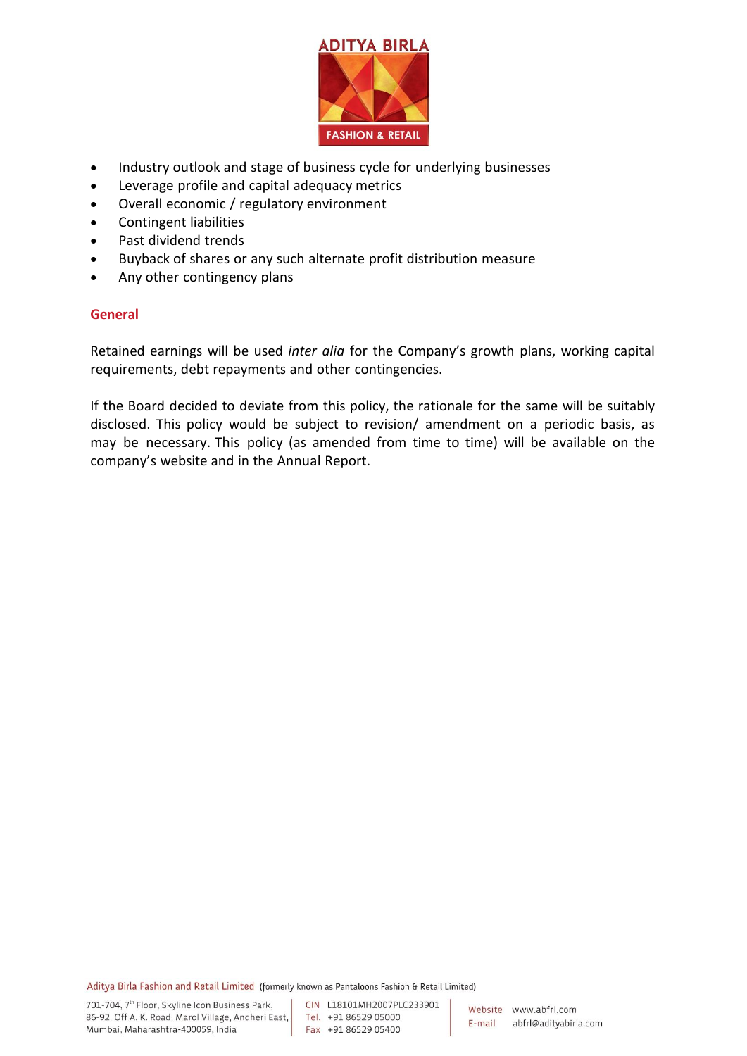- Industry outlook and stage of business cycle for underlying businesses
- Leverage profile and capital adequacy metrics
- Overall economic / regulatory environment
- Contingent liabilities
- Past dividend trends
- Buyback of shares or any such alternate profit distribution measure
- Any other contingency plans

## General

Retained earnings will be used *inter alia* for the Company's growth plans, working capital requirements, debt repayments and other contingencies.

If the Board decided to deviate from this policy, the rationale for the same will be suitably disclosed. This policy would be subject to revision/ amendment on a periodic basis, as may be necessary. This policy (as amended from time to time) will be available on the company's website and in the Annual Report.